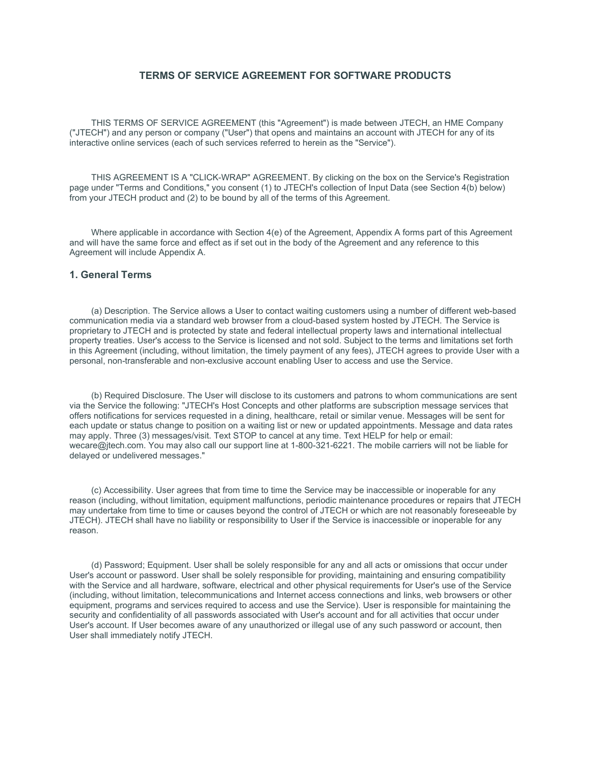# TERMS OF SERVICE AGREEMENT FOR SOFTWARE PRODUCTS

THIS TERMS OF SERVICE AGREEMENT (this "Agreement") is made between JTECH, an HME Company ("JTECH") and any person or company ("User") that opens and maintains an account with JTECH for any of its interactive online services (each of such services referred to herein as the "Service").

THIS AGREEMENT IS A "CLICK-WRAP" AGREEMENT. By clicking on the box on the Service's Registration page under "Terms and Conditions," you consent (1) to JTECH's collection of Input Data (see Section 4(b) below) from your JTECH product and (2) to be bound by all of the terms of this Agreement.

Where applicable in accordance with Section 4(e) of the Agreement, Appendix A forms part of this Agreement and will have the same force and effect as if set out in the body of the Agreement and any reference to this Agreement will include Appendix A.

## 1. General Terms

(a) Description. The Service allows a User to contact waiting customers using a number of different web-based communication media via a standard web browser from a cloud-based system hosted by JTECH. The Service is proprietary to JTECH and is protected by state and federal intellectual property laws and international intellectual property treaties. User's access to the Service is licensed and not sold. Subject to the terms and limitations set forth in this Agreement (including, without limitation, the timely payment of any fees), JTECH agrees to provide User with a personal, non-transferable and non-exclusive account enabling User to access and use the Service.

(b) Required Disclosure. The User will disclose to its customers and patrons to whom communications are sent via the Service the following: "JTECH's Host Concepts and other platforms are subscription message services that offers notifications for services requested in a dining, healthcare, retail or similar venue. Messages will be sent for each update or status change to position on a waiting list or new or updated appointments. Message and data rates may apply. Three (3) messages/visit. Text STOP to cancel at any time. Text HELP for help or email: wecare@jtech.com. You may also call our support line at 1-800-321-6221. The mobile carriers will not be liable for delayed or undelivered messages."

(c) Accessibility. User agrees that from time to time the Service may be inaccessible or inoperable for any reason (including, without limitation, equipment malfunctions, periodic maintenance procedures or repairs that JTECH may undertake from time to time or causes beyond the control of JTECH or which are not reasonably foreseeable by JTECH). JTECH shall have no liability or responsibility to User if the Service is inaccessible or inoperable for any reason.

(d) Password; Equipment. User shall be solely responsible for any and all acts or omissions that occur under User's account or password. User shall be solely responsible for providing, maintaining and ensuring compatibility with the Service and all hardware, software, electrical and other physical requirements for User's use of the Service (including, without limitation, telecommunications and Internet access connections and links, web browsers or other equipment, programs and services required to access and use the Service). User is responsible for maintaining the security and confidentiality of all passwords associated with User's account and for all activities that occur under User's account. If User becomes aware of any unauthorized or illegal use of any such password or account, then User shall immediately notify JTECH.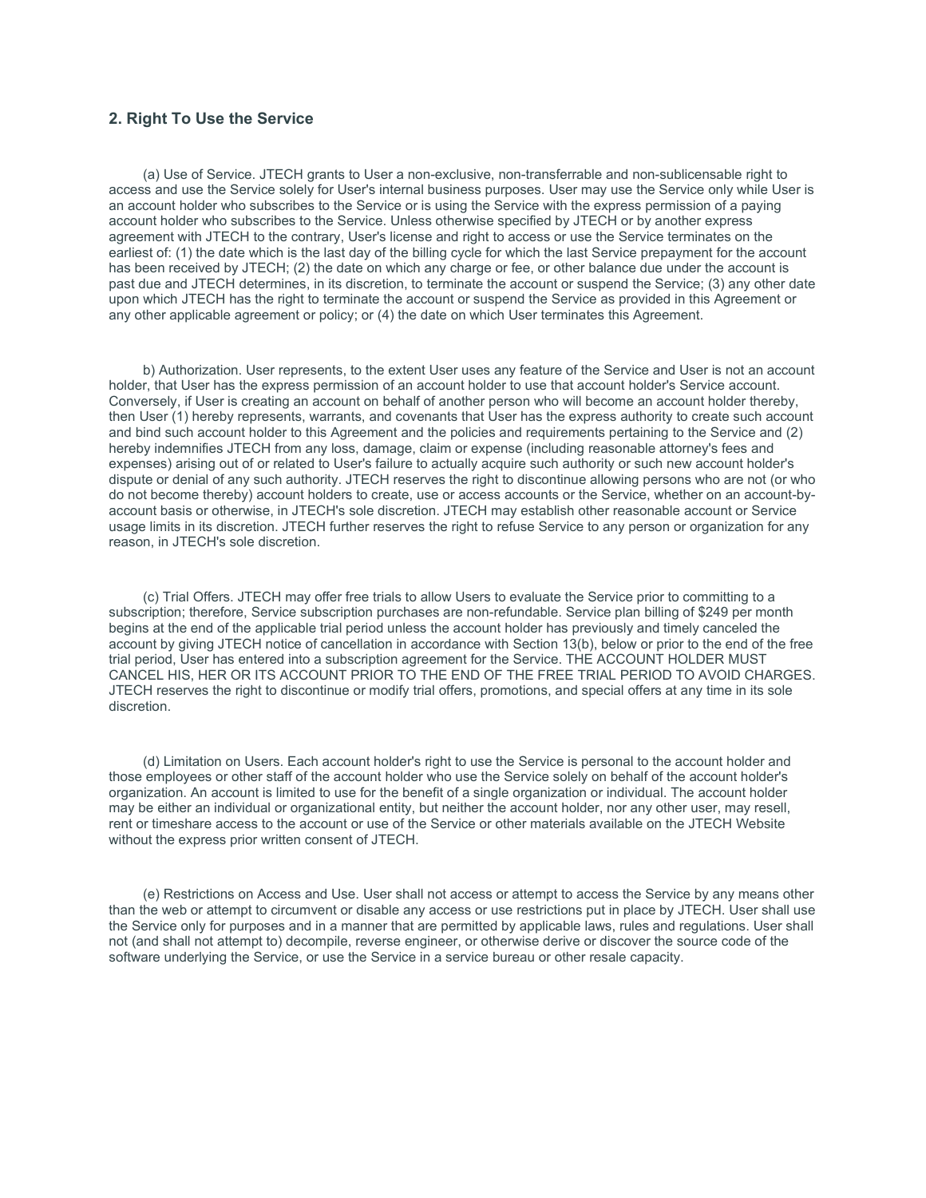## 2. Right To Use the Service

(a) Use of Service. JTECH grants to User a non-exclusive, non-transferrable and non-sublicensable right to access and use the Service solely for User's internal business purposes. User may use the Service only while User is an account holder who subscribes to the Service or is using the Service with the express permission of a paying account holder who subscribes to the Service. Unless otherwise specified by JTECH or by another express agreement with JTECH to the contrary, User's license and right to access or use the Service terminates on the earliest of: (1) the date which is the last day of the billing cycle for which the last Service prepayment for the account has been received by JTECH; (2) the date on which any charge or fee, or other balance due under the account is past due and JTECH determines, in its discretion, to terminate the account or suspend the Service; (3) any other date upon which JTECH has the right to terminate the account or suspend the Service as provided in this Agreement or any other applicable agreement or policy; or (4) the date on which User terminates this Agreement.

b) Authorization. User represents, to the extent User uses any feature of the Service and User is not an account holder, that User has the express permission of an account holder to use that account holder's Service account. Conversely, if User is creating an account on behalf of another person who will become an account holder thereby, then User (1) hereby represents, warrants, and covenants that User has the express authority to create such account and bind such account holder to this Agreement and the policies and requirements pertaining to the Service and (2) hereby indemnifies JTECH from any loss, damage, claim or expense (including reasonable attorney's fees and expenses) arising out of or related to User's failure to actually acquire such authority or such new account holder's dispute or denial of any such authority. JTECH reserves the right to discontinue allowing persons who are not (or who do not become thereby) account holders to create, use or access accounts or the Service, whether on an account-by-account basis or otherwise, in JTECH's sole discretion. JTECH may establish other reasonable account or Service usage limits in its discretion. JTECH further reserves the right to refuse Service to any person or organization for any reason, in JTECH's sole discretion.

(c) Trial Offers. JTECH may offer free trials to allow Users to evaluate the Service prior to committing to a subscription; therefore, Service subscription purchases are non-refundable. Service plan billing of $249 per month begins at the end of the applicable trial period unless the account holder has previously and timely canceled the account by giving JTECH notice of cancellation in accordance with Section 13(b), below or prior to the end of the free trial period, User has entered into a subscription agreement for the Service. THE ACCOUNT HOLDER MUST CANCEL HIS, HER OR ITS ACCOUNT PRIOR TO THE END OF THE FREE TRIAL PERIOD TO AVOID CHARGES. JTECH reserves the right to discontinue or modify trial offers, promotions, and special offers at any time in its sole discretion.

(d) Limitation on Users. Each account holder's right to use the Service is personal to the account holder and those employees or other staff of the account holder who use the Service solely on behalf of the account holder's organization. An account is limited to use for the benefit of a single organization or individual. The account holder may be either an individual or organizational entity, but neither the account holder, nor any other user, may resell, rent or timeshare access to the account or use of the Service or other materials available on the JTECH Website without the express prior written consent of JTECH.

(e) Restrictions on Access and Use. User shall not access or attempt to access the Service by any means other than the web or attempt to circumvent or disable any access or use restrictions put in place by JTECH. User shall use the Service only for purposes and in a manner that are permitted by applicable laws, rules and regulations. User shall not (and shall not attempt to) decompile, reverse engineer, or otherwise derive or discover the source code of the software underlying the Service, or use the Service in a service bureau or other resale capacity.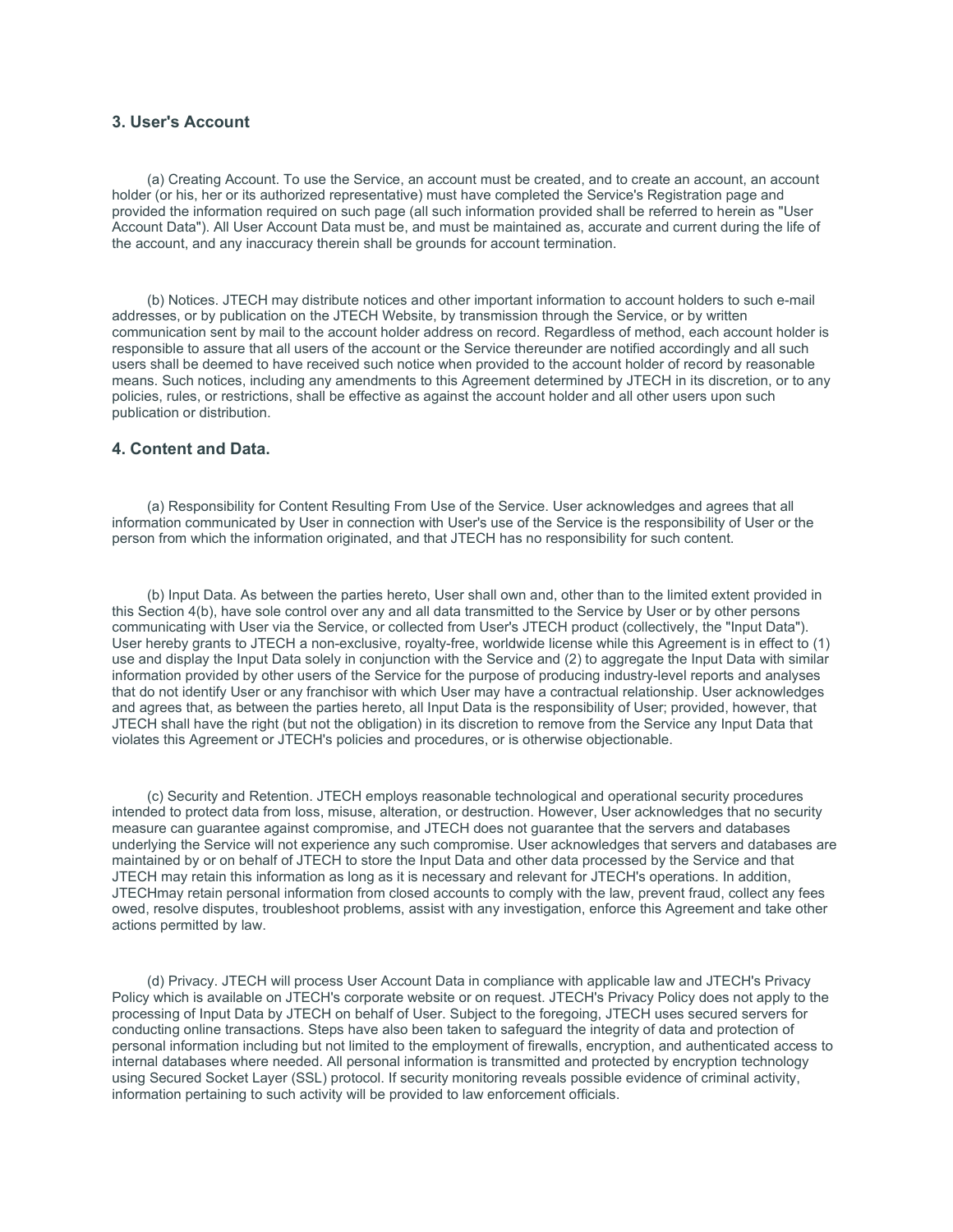### 3. User's Account

(a) Creating Account. To use the Service, an account must be created, and to create an account, an account holder (or his, her or its authorized representative) must have completed the Service's Registration page and provided the information required on such page (all such information provided shall be referred to herein as "User Account Data"). All User Account Data must be, and must be maintained as, accurate and current during the life of the account, and any inaccuracy therein shall be grounds for account termination.

(b) Notices. JTECH may distribute notices and other important information to account holders to such e-mail addresses, or by publication on the JTECH Website, by transmission through the Service, or by written communication sent by mail to the account holder address on record. Regardless of method, each account holder is responsible to assure that all users of the account or the Service thereunder are notified accordingly and all such users shall be deemed to have received such notice when provided to the account holder of record by reasonable means. Such notices, including any amendments to this Agreement determined by JTECH in its discretion, or to any policies, rules, or restrictions, shall be effective as against the account holder and all other users upon such publication or distribution.

### 4. Content and Data.

(a) Responsibility for Content Resulting From Use of the Service. User acknowledges and agrees that all information communicated by User in connection with User's use of the Service is the responsibility of User or the person from which the information originated, and that JTECH has no responsibility for such content.

(b) Input Data. As between the parties hereto, User shall own and, other than to the limited extent provided in this Section 4(b), have sole control over any and all data transmitted to the Service by User or by other persons communicating with User via the Service, or collected from User's JTECH product (collectively, the "Input Data"). User hereby grants to JTECH a non-exclusive, royalty-free, worldwide license while this Agreement is in effect to (1) use and display the Input Data solely in conjunction with the Service and (2) to aggregate the Input Data with similar information provided by other users of the Service for the purpose of producing industry-level reports and analyses that do not identify User or any franchisor with which User may have a contractual relationship. User acknowledges and agrees that, as between the parties hereto, all Input Data is the responsibility of User; provided, however, that JTECH shall have the right (but not the obligation) in its discretion to remove from the Service any Input Data that violates this Agreement or JTECH's policies and procedures, or is otherwise objectionable.

(c) Security and Retention. JTECH employs reasonable technological and operational security procedures intended to protect data from loss, misuse, alteration, or destruction. However, User acknowledges that no security measure can guarantee against compromise, and JTECH does not guarantee that the servers and databases underlying the Service will not experience any such compromise. User acknowledges that servers and databases are maintained by or on behalf of JTECH to store the Input Data and other data processed by the Service and that JTECH may retain this information as long as it is necessary and relevant for JTECH's operations. In addition, JTECHmay retain personal information from closed accounts to comply with the law, prevent fraud, collect any fees owed, resolve disputes, troubleshoot problems, assist with any investigation, enforce this Agreement and take other actions permitted by law.

(d) Privacy. JTECH will process User Account Data in compliance with applicable law and JTECH's Privacy Policy which is available on JTECH's corporate website or on request. JTECH's Privacy Policy does not apply to the processing of Input Data by JTECH on behalf of User. Subject to the foregoing, JTECH uses secured servers for conducting online transactions. Steps have also been taken to safeguard the integrity of data and protection of personal information including but not limited to the employment of firewalls, encryption, and authenticated access to internal databases where needed. All personal information is transmitted and protected by encryption technology using Secured Socket Layer (SSL) protocol. If security monitoring reveals possible evidence of criminal activity, information pertaining to such activity will be provided to law enforcement officials.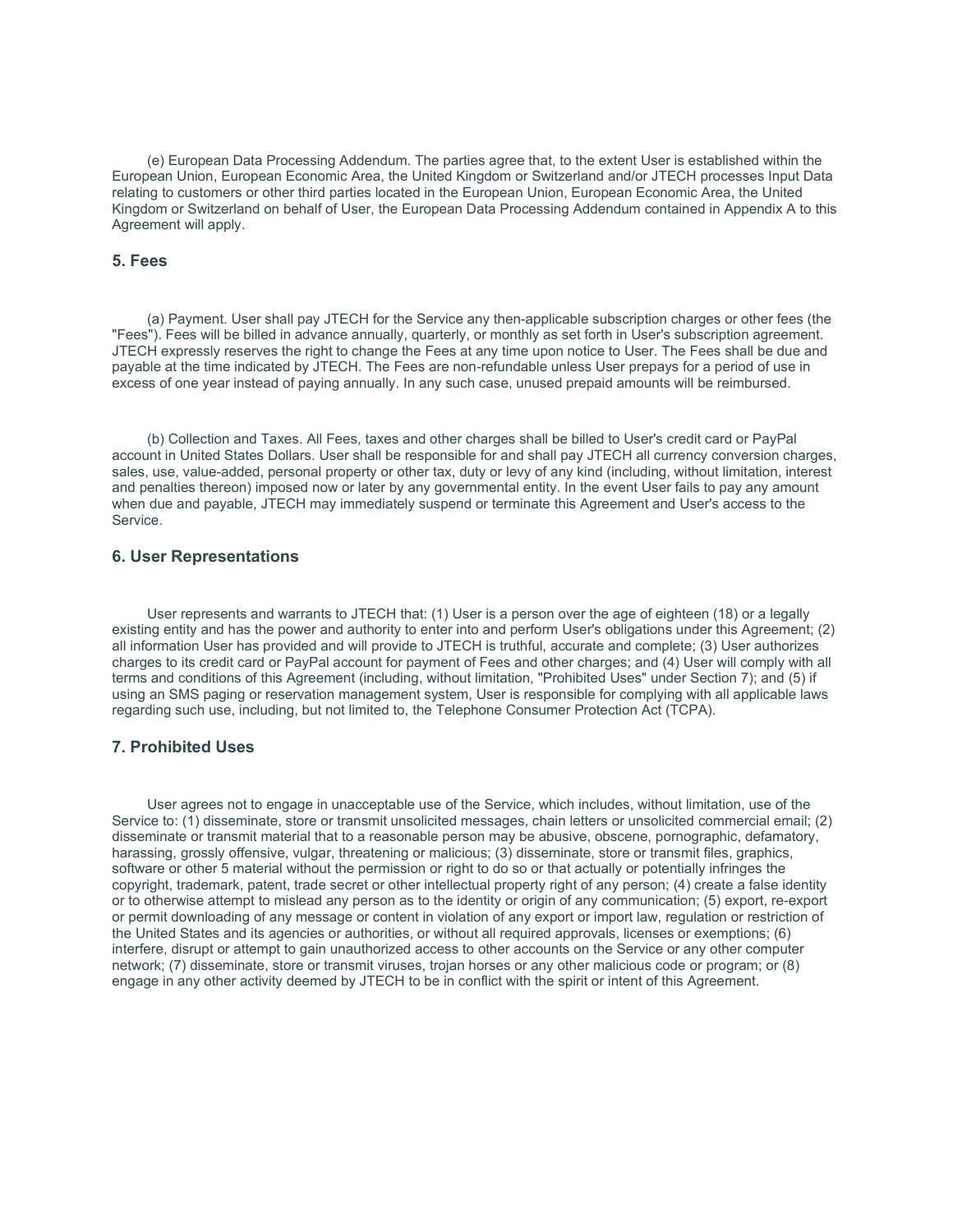(e) European Data Processing Addendum. The parties agree that, to the extent User is established within the European Union, European Economic Area, the United Kingdom or Switzerland and/or JTECH processes Input Data relating to customers or other third parties located in the European Union, European Economic Area, the United Kingdom or Switzerland on behalf of User, the European Data Processing Addendum contained in Appendix A to this Agreement will apply.

### 5. Fees

(a) Payment. User shall pay JTECH for the Service any then-applicable subscription charges or other fees (the "Fees"). Fees will be billed in advance annually, quarterly, or monthly as set forth in User's subscription agreement. JTECH expressly reserves the right to change the Fees at any time upon notice to User. The Fees shall be due and payable at the time indicated by JTECH. The Fees are non-refundable unless User prepays for a period of use in excess of one year instead of paying annually. In any such case, unused prepaid amounts will be reimbursed.

(b) Collection and Taxes. All Fees, taxes and other charges shall be billed to User's credit card or PayPal account in United States Dollars. User shall be responsible for and shall pay JTECH all currency conversion charges, sales, use, value-added, personal property or other tax, duty or levy of any kind (including, without limitation, interest and penalties thereon) imposed now or later by any governmental entity. In the event User fails to pay any amount when due and payable, JTECH may immediately suspend or terminate this Agreement and User's access to the Service.

### 6. User Representations

User represents and warrants to JTECH that: (1) User is a person over the age of eighteen (18) or a legally existing entity and has the power and authority to enter into and perform User's obligations under this Agreement; (2) all information User has provided and will provide to JTECH is truthful, accurate and complete; (3) User authorizes charges to its credit card or PayPal account for payment of Fees and other charges; and (4) User will comply with all terms and conditions of this Agreement (including, without limitation, "Prohibited Uses" under Section 7); and (5) if using an SMS paging or reservation management system, User is responsible for complying with all applicable laws regarding such use, including, but not limited to, the Telephone Consumer Protection Act (TCPA).

### 7. Prohibited Uses

User agrees not to engage in unacceptable use of the Service, which includes, without limitation, use of the Service to: (1) disseminate, store or transmit unsolicited messages, chain letters or unsolicited commercial email; (2) disseminate or transmit material that to a reasonable person may be abusive, obscene, pornographic, defamatory, harassing, grossly offensive, vulgar, threatening or malicious; (3) disseminate, store or transmit files, graphics, software or other 5 material without the permission or right to do so or that actually or potentially infringes the copyright, trademark, patent, trade secret or other intellectual property right of any person; (4) create a false identity or to otherwise attempt to mislead any person as to the identity or origin of any communication; (5) export, re-export or permit downloading of any message or content in violation of any export or import law, regulation or restriction of the United States and its agencies or authorities, or without all required approvals, licenses or exemptions; (6) interfere, disrupt or attempt to gain unauthorized access to other accounts on the Service or any other computer network; (7) disseminate, store or transmit viruses, trojan horses or any other malicious code or program; or (8) engage in any other activity deemed by JTECH to be in conflict with the spirit or intent of this Agreement.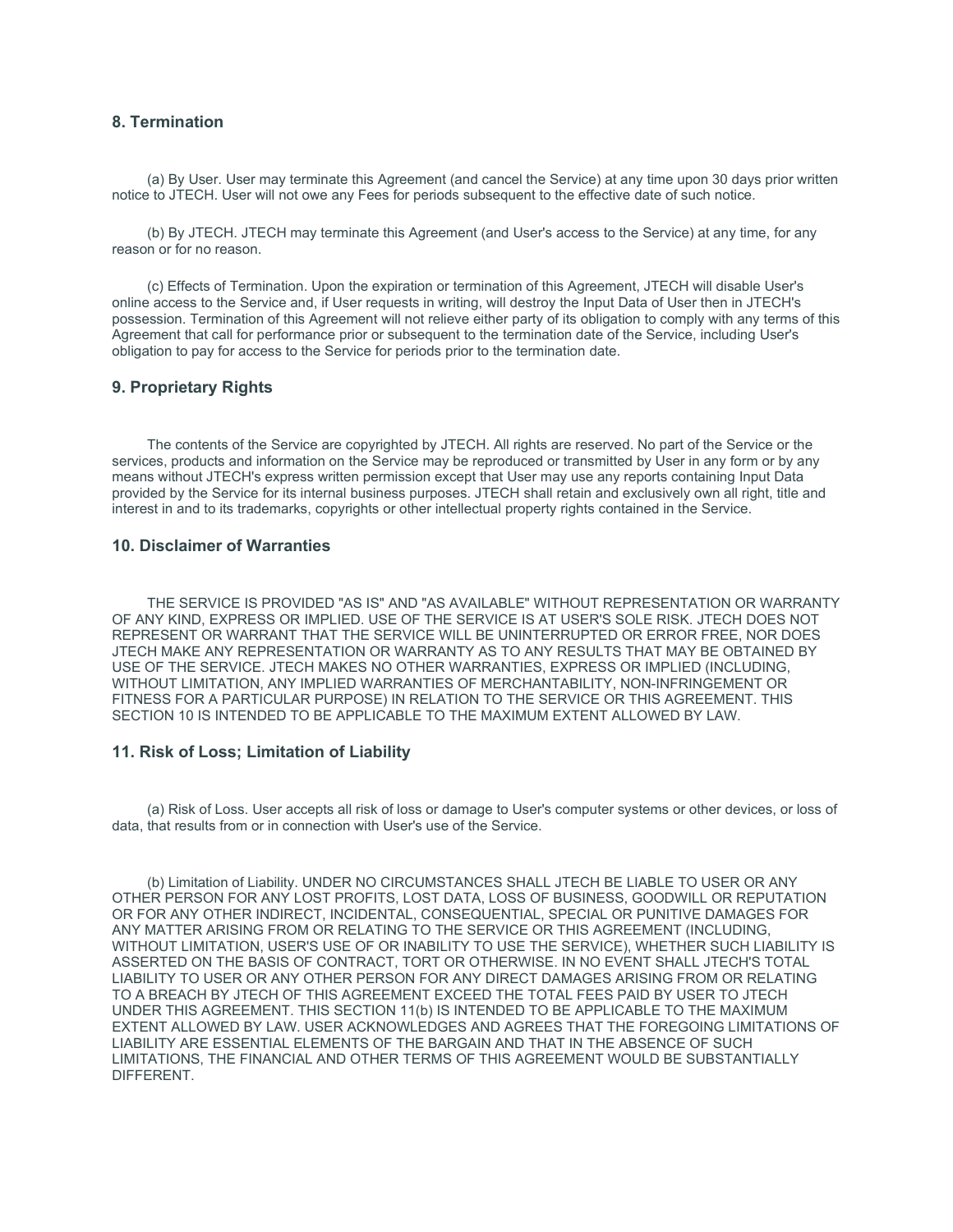## 8. Termination

(a) By User. User may terminate this Agreement (and cancel the Service) at any time upon 30 days prior written notice to JTECH. User will not owe any Fees for periods subsequent to the effective date of such notice.

(b) By JTECH. JTECH may terminate this Agreement (and User's access to the Service) at any time, for any reason or for no reason.

(c) Effects of Termination. Upon the expiration or termination of this Agreement, JTECH will disable User's online access to the Service and, if User requests in writing, will destroy the Input Data of User then in JTECH's possession. Termination of this Agreement will not relieve either party of its obligation to comply with any terms of this Agreement that call for performance prior or subsequent to the termination date of the Service, including User's obligation to pay for access to the Service for periods prior to the termination date.

## 9. Proprietary Rights

The contents of the Service are copyrighted by JTECH. All rights are reserved. No part of the Service or the services, products and information on the Service may be reproduced or transmitted by User in any form or by any means without JTECH's express written permission except that User may use any reports containing Input Data provided by the Service for its internal business purposes. JTECH shall retain and exclusively own all right, title and interest in and to its trademarks, copyrights or other intellectual property rights contained in the Service.

## 10. Disclaimer of Warranties

THE SERVICE IS PROVIDED "AS IS" AND "AS AVAILABLE" WITHOUT REPRESENTATION OR WARRANTY OF ANY KIND, EXPRESS OR IMPLIED. USE OF THE SERVICE IS AT USER'S SOLE RISK. JTECH DOES NOT REPRESENT OR WARRANT THAT THE SERVICE WILL BE UNINTERRUPTED OR ERROR FREE, NOR DOES JTECH MAKE ANY REPRESENTATION OR WARRANTY AS TO ANY RESULTS THAT MAY BE OBTAINED BY USE OF THE SERVICE. JTECH MAKES NO OTHER WARRANTIES, EXPRESS OR IMPLIED (INCLUDING, WITHOUT LIMITATION, ANY IMPLIED WARRANTIES OF MERCHANTABILITY, NON-INFRINGEMENT OR FITNESS FOR A PARTICULAR PURPOSE) IN RELATION TO THE SERVICE OR THIS AGREEMENT. THIS SECTION 10 IS INTENDED TO BE APPLICABLE TO THE MAXIMUM EXTENT ALLOWED BY LAW.

## 11. Risk of Loss; Limitation of Liability

(a) Risk of Loss. User accepts all risk of loss or damage to User's computer systems or other devices, or loss of data, that results from or in connection with User's use of the Service.

(b) Limitation of Liability. UNDER NO CIRCUMSTANCES SHALL JTECH BE LIABLE TO USER OR ANY OTHER PERSON FOR ANY LOST PROFITS, LOST DATA, LOSS OF BUSINESS, GOODWILL OR REPUTATION OR FOR ANY OTHER INDIRECT, INCIDENTAL, CONSEQUENTIAL, SPECIAL OR PUNITIVE DAMAGES FOR ANY MATTER ARISING FROM OR RELATING TO THE SERVICE OR THIS AGREEMENT (INCLUDING, WITHOUT LIMITATION, USER'S USE OF OR INABILITY TO USE THE SERVICE), WHETHER SUCH LIABILITY IS ASSERTED ON THE BASIS OF CONTRACT, TORT OR OTHERWISE. IN NO EVENT SHALL JTECH'S TOTAL LIABILITY TO USER OR ANY OTHER PERSON FOR ANY DIRECT DAMAGES ARISING FROM OR RELATING TO A BREACH BY JTECH OF THIS AGREEMENT EXCEED THE TOTAL FEES PAID BY USER TO JTECH UNDER THIS AGREEMENT. THIS SECTION 11(b) IS INTENDED TO BE APPLICABLE TO THE MAXIMUM EXTENT ALLOWED BY LAW. USER ACKNOWLEDGES AND AGREES THAT THE FOREGOING LIMITATIONS OF LIABILITY ARE ESSENTIAL ELEMENTS OF THE BARGAIN AND THAT IN THE ABSENCE OF SUCH LIMITATIONS, THE FINANCIAL AND OTHER TERMS OF THIS AGREEMENT WOULD BE SUBSTANTIALLY DIFFERENT.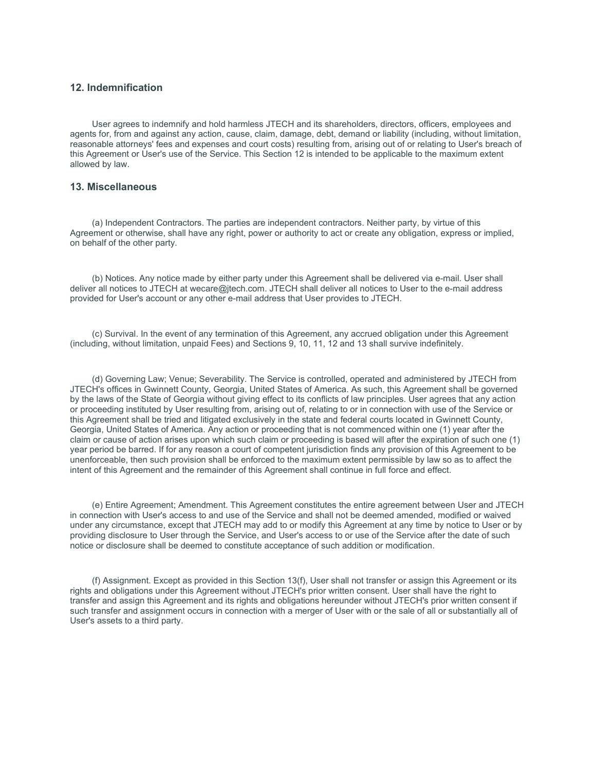## 12. Indemnification

User agrees to indemnify and hold harmless JTECH and its shareholders, directors, officers, employees and agents for, from and against any action, cause, claim, damage, debt, demand or liability (including, without limitation, reasonable attorneys' fees and expenses and court costs) resulting from, arising out of or relating to User's breach of this Agreement or User's use of the Service. This Section 12 is intended to be applicable to the maximum extent allowed by law.

## 13. Miscellaneous

(a) Independent Contractors. The parties are independent contractors. Neither party, by virtue of this Agreement or otherwise, shall have any right, power or authority to act or create any obligation, express or implied, on behalf of the other party.

(b) Notices. Any notice made by either party under this Agreement shall be delivered via e-mail. User shall deliver all notices to JTECH at wecare@jtech.com. JTECH shall deliver all notices to User to the e-mail address provided for User's account or any other e-mail address that User provides to JTECH.

(c) Survival. In the event of any termination of this Agreement, any accrued obligation under this Agreement (including, without limitation, unpaid Fees) and Sections 9, 10, 11, 12 and 13 shall survive indefinitely.

(d) Governing Law; Venue; Severability. The Service is controlled, operated and administered by JTECH from JTECH's offices in Gwinnett County, Georgia, United States of America. As such, this Agreement shall be governed by the laws of the State of Georgia without giving effect to its conflicts of law principles. User agrees that any action or proceeding instituted by User resulting from, arising out of, relating to or in connection with use of the Service or this Agreement shall be tried and litigated exclusively in the state and federal courts located in Gwinnett County, Georgia, United States of America. Any action or proceeding that is not commenced within one (1) year after the claim or cause of action arises upon which such claim or proceeding is based will after the expiration of such one (1) year period be barred. If for any reason a court of competent jurisdiction finds any provision of this Agreement to be unenforceable, then such provision shall be enforced to the maximum extent permissible by law so as to affect the intent of this Agreement and the remainder of this Agreement shall continue in full force and effect.

(e) Entire Agreement; Amendment. This Agreement constitutes the entire agreement between User and JTECH in connection with User's access to and use of the Service and shall not be deemed amended, modified or waived under any circumstance, except that JTECH may add to or modify this Agreement at any time by notice to User or by providing disclosure to User through the Service, and User's access to or use of the Service after the date of such notice or disclosure shall be deemed to constitute acceptance of such addition or modification.

(f) Assignment. Except as provided in this Section 13(f), User shall not transfer or assign this Agreement or its rights and obligations under this Agreement without JTECH's prior written consent. User shall have the right to transfer and assign this Agreement and its rights and obligations hereunder without JTECH's prior written consent if such transfer and assignment occurs in connection with a merger of User with or the sale of all or substantially all of User's assets to a third party.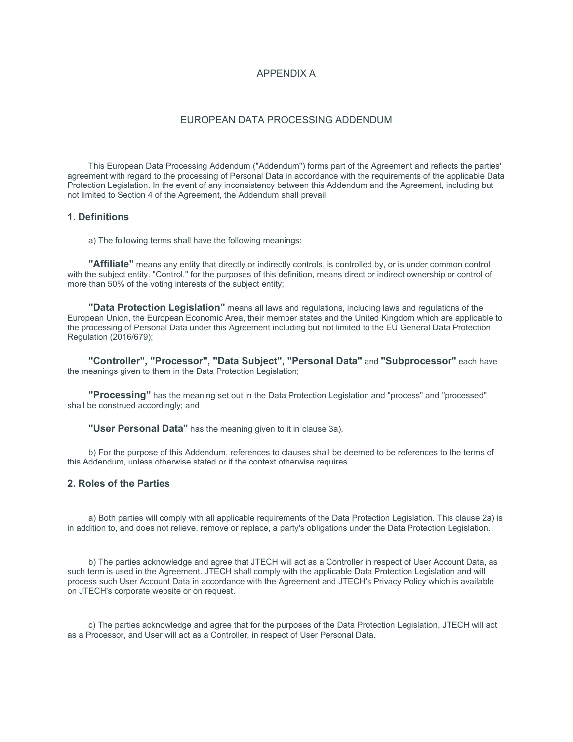# APPENDIX A

## EUROPEAN DATA PROCESSING ADDENDUM

This European Data Processing Addendum ("Addendum") forms part of the Agreement and reflects the parties' agreement with regard to the processing of Personal Data in accordance with the requirements of the applicable Data Protection Legislation. In the event of any inconsistency between this Addendum and the Agreement, including but not limited to Section 4 of the Agreement, the Addendum shall prevail.

### 1. Definitions

a) The following terms shall have the following meanings:

**"Affiliate"** means any entity that directly or indirectly controls, is controlled by, or is under common control with the subject entity. "Control," for the purposes of this definition, means direct or indirect ownership or control of more than 50% of the voting interests of the subject entity;

**"Data Protection Legislation"** means all laws and regulations, including laws and regulations of the European Union, the European Economic Area, their member states and the United Kingdom which are applicable to the processing of Personal Data under this Agreement including but not limited to the EU General Data Protection Regulation (2016/679);

**"Controller", "Processor", "Data Subject", "Personal Data"** and **"Subprocessor"** each have the meanings given to them in the Data Protection Legislation;

**"Processing"** has the meaning set out in the Data Protection Legislation and "process" and "processed" shall be construed accordingly; and

**"User Personal Data"** has the meaning given to it in clause 3a).

b) For the purpose of this Addendum, references to clauses shall be deemed to be references to the terms of this Addendum, unless otherwise stated or if the context otherwise requires.

### 2. Roles of the Parties

a) Both parties will comply with all applicable requirements of the Data Protection Legislation. This clause 2a) is in addition to, and does not relieve, remove or replace, a party's obligations under the Data Protection Legislation.

b) The parties acknowledge and agree that JTECH will act as a Controller in respect of User Account Data, as such term is used in the Agreement. JTECH shall comply with the applicable Data Protection Legislation and will process such User Account Data in accordance with the Agreement and JTECH's Privacy Policy which is available on JTECH's corporate website or on request.

c) The parties acknowledge and agree that for the purposes of the Data Protection Legislation, JTECH will act as a Processor, and User will act as a Controller, in respect of User Personal Data.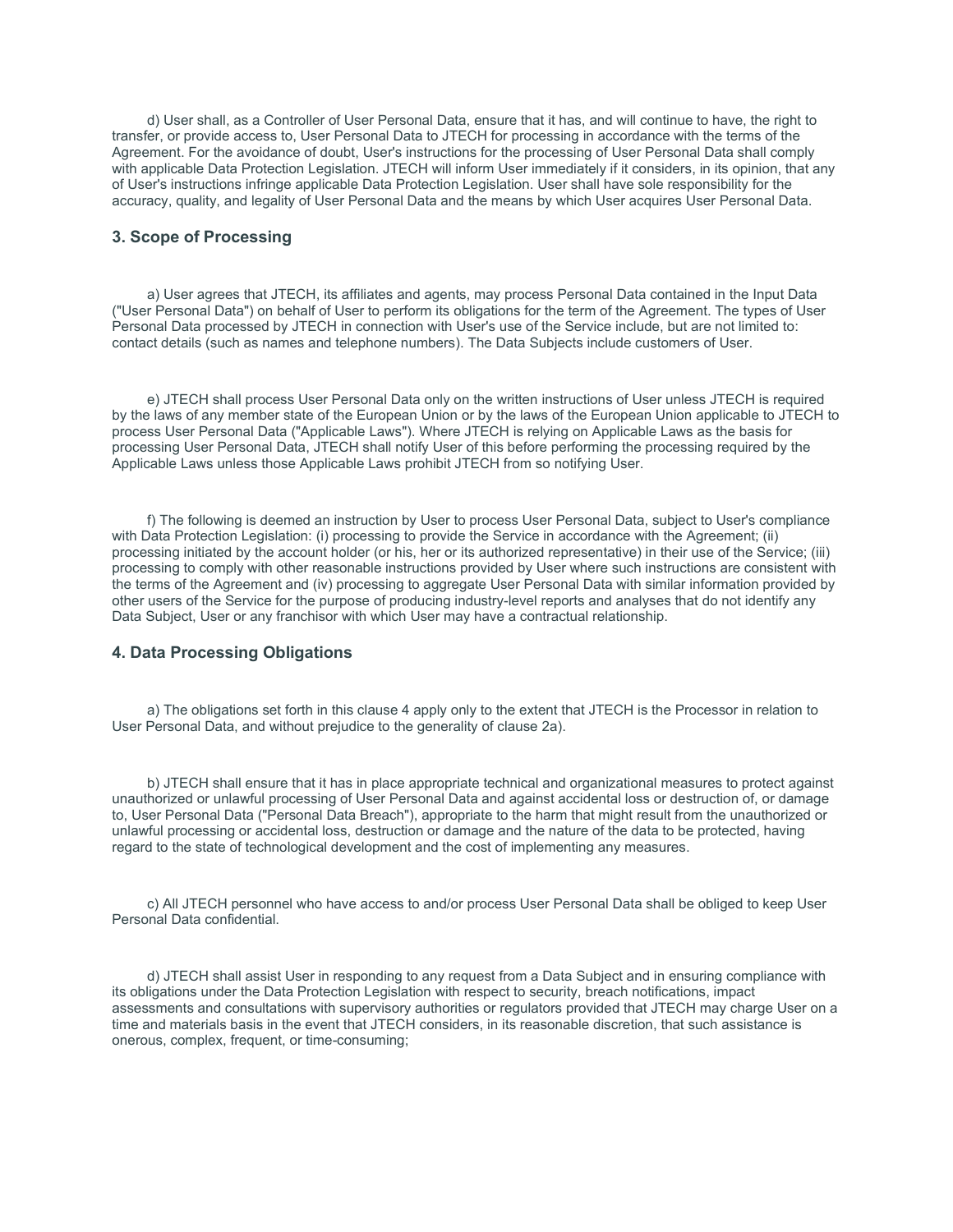d) User shall, as a Controller of User Personal Data, ensure that it has, and will continue to have, the right to transfer, or provide access to, User Personal Data to JTECH for processing in accordance with the terms of the Agreement. For the avoidance of doubt, User's instructions for the processing of User Personal Data shall comply with applicable Data Protection Legislation. JTECH will inform User immediately if it considers, in its opinion, that any of User's instructions infringe applicable Data Protection Legislation. User shall have sole responsibility for the accuracy, quality, and legality of User Personal Data and the means by which User acquires User Personal Data.

### 3. Scope of Processing

a) User agrees that JTECH, its affiliates and agents, may process Personal Data contained in the Input Data ("User Personal Data") on behalf of User to perform its obligations for the term of the Agreement. The types of User Personal Data processed by JTECH in connection with User's use of the Service include, but are not limited to: contact details (such as names and telephone numbers). The Data Subjects include customers of User.

e) JTECH shall process User Personal Data only on the written instructions of User unless JTECH is required by the laws of any member state of the European Union or by the laws of the European Union applicable to JTECH to process User Personal Data ("Applicable Laws"). Where JTECH is relying on Applicable Laws as the basis for processing User Personal Data, JTECH shall notify User of this before performing the processing required by the Applicable Laws unless those Applicable Laws prohibit JTECH from so notifying User.

f) The following is deemed an instruction by User to process User Personal Data, subject to User's compliance with Data Protection Legislation: (i) processing to provide the Service in accordance with the Agreement; (ii) processing initiated by the account holder (or his, her or its authorized representative) in their use of the Service; (iii) processing to comply with other reasonable instructions provided by User where such instructions are consistent with the terms of the Agreement and (iv) processing to aggregate User Personal Data with similar information provided by other users of the Service for the purpose of producing industry-level reports and analyses that do not identify any Data Subject, User or any franchisor with which User may have a contractual relationship.

### 4. Data Processing Obligations

a) The obligations set forth in this clause 4 apply only to the extent that JTECH is the Processor in relation to User Personal Data, and without prejudice to the generality of clause 2a).

b) JTECH shall ensure that it has in place appropriate technical and organizational measures to protect against unauthorized or unlawful processing of User Personal Data and against accidental loss or destruction of, or damage to, User Personal Data ("Personal Data Breach"), appropriate to the harm that might result from the unauthorized or unlawful processing or accidental loss, destruction or damage and the nature of the data to be protected, having regard to the state of technological development and the cost of implementing any measures.

c) All JTECH personnel who have access to and/or process User Personal Data shall be obliged to keep User Personal Data confidential.

d) JTECH shall assist User in responding to any request from a Data Subject and in ensuring compliance with its obligations under the Data Protection Legislation with respect to security, breach notifications, impact assessments and consultations with supervisory authorities or regulators provided that JTECH may charge User on a time and materials basis in the event that JTECH considers, in its reasonable discretion, that such assistance is onerous, complex, frequent, or time-consuming;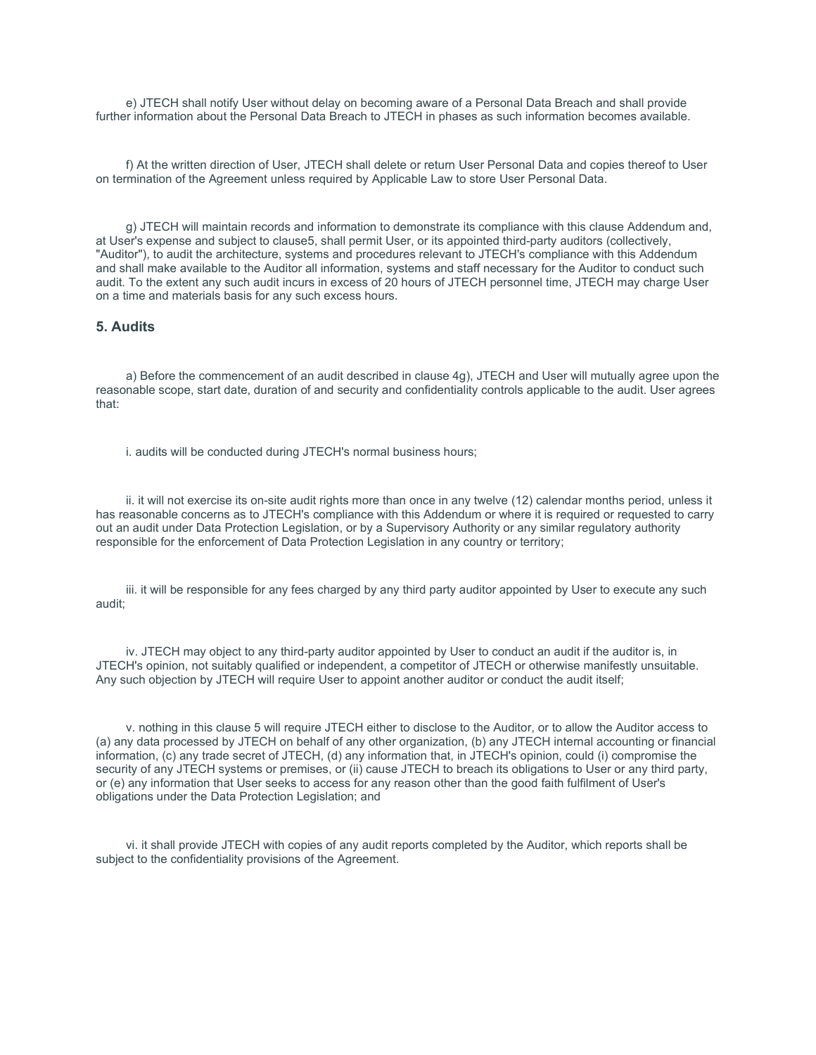e) JTECH shall notify User without delay on becoming aware of a Personal Data Breach and shall provide further information about the Personal Data Breach to JTECH in phases as such information becomes available.

f) At the written direction of User, JTECH shall delete or return User Personal Data and copies thereof to User on termination of the Agreement unless required by Applicable Law to store User Personal Data.

g) JTECH will maintain records and information to demonstrate its compliance with this clause Addendum and, at User's expense and subject to clause5, shall permit User, or its appointed third-party auditors (collectively, "Auditor"), to audit the architecture, systems and procedures relevant to JTECH's compliance with this Addendum and shall make available to the Auditor all information, systems and staff necessary for the Auditor to conduct such audit. To the extent any such audit incurs in excess of 20 hours of JTECH personnel time, JTECH may charge User on a time and materials basis for any such excess hours.

### 5. Audits

a) Before the commencement of an audit described in clause 4g), JTECH and User will mutually agree upon the reasonable scope, start date, duration of and security and confidentiality controls applicable to the audit. User agrees that:

i. audits will be conducted during JTECH's normal business hours;

ii. it will not exercise its on-site audit rights more than once in any twelve (12) calendar months period, unless it has reasonable concerns as to JTECH's compliance with this Addendum or where it is required or requested to carry out an audit under Data Protection Legislation, or by a Supervisory Authority or any similar regulatory authority responsible for the enforcement of Data Protection Legislation in any country or territory;

iii. it will be responsible for any fees charged by any third party auditor appointed by User to execute any such audit;

iv. JTECH may object to any third-party auditor appointed by User to conduct an audit if the auditor is, in JTECH's opinion, not suitably qualified or independent, a competitor of JTECH or otherwise manifestly unsuitable. Any such objection by JTECH will require User to appoint another auditor or conduct the audit itself;

v. nothing in this clause 5 will require JTECH either to disclose to the Auditor, or to allow the Auditor access to (a) any data processed by JTECH on behalf of any other organization, (b) any JTECH internal accounting or financial information, (c) any trade secret of JTECH, (d) any information that, in JTECH's opinion, could (i) compromise the security of any JTECH systems or premises, or (ii) cause JTECH to breach its obligations to User or any third party, or (e) any information that User seeks to access for any reason other than the good faith fulfilment of User's obligations under the Data Protection Legislation; and

vi. it shall provide JTECH with copies of any audit reports completed by the Auditor, which reports shall be subject to the confidentiality provisions of the Agreement.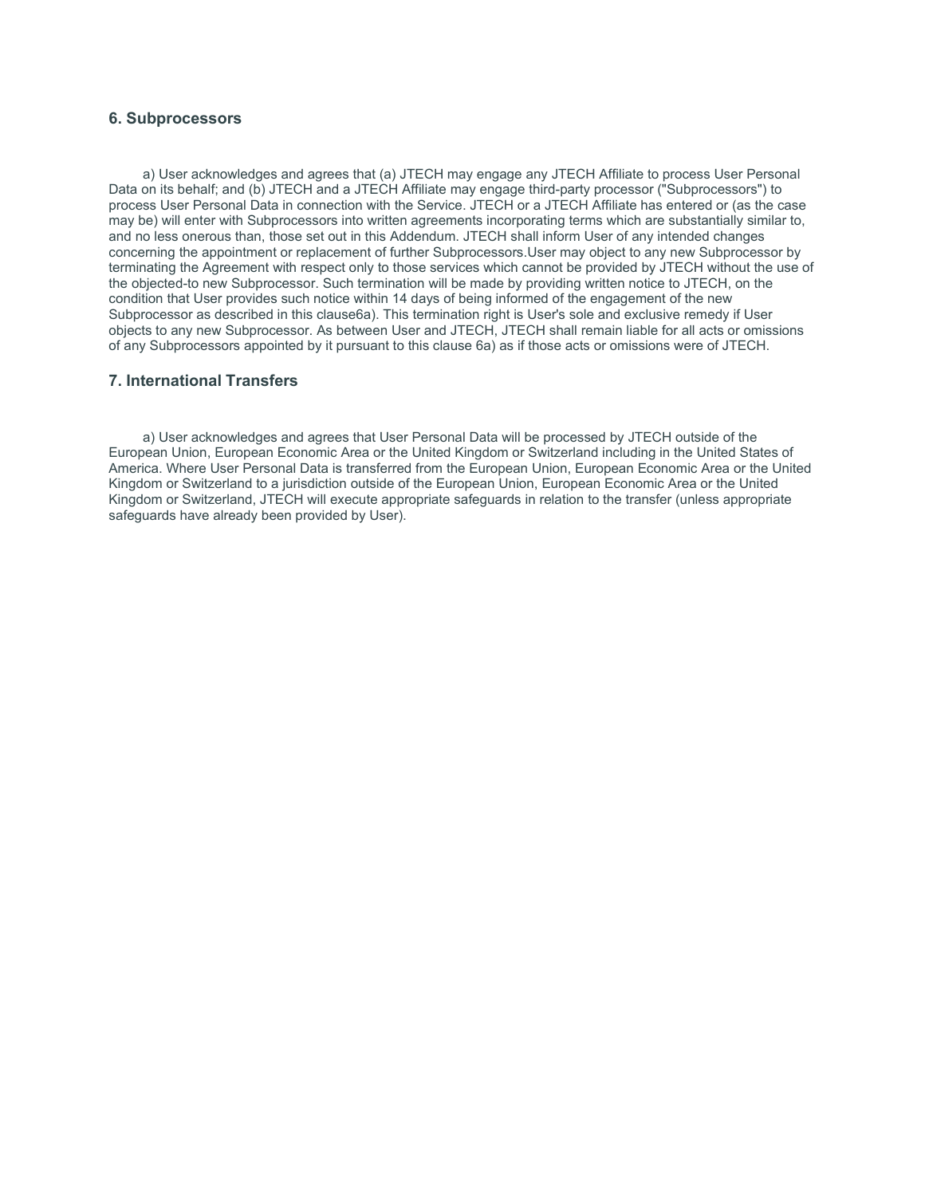## 6. Subprocessors

a) User acknowledges and agrees that (a) JTECH may engage any JTECH Affiliate to process User Personal Data on its behalf; and (b) JTECH and a JTECH Affiliate may engage third-party processor ("Subprocessors") to process User Personal Data in connection with the Service. JTECH or a JTECH Affiliate has entered or (as the case may be) will enter with Subprocessors into written agreements incorporating terms which are substantially similar to, and no less onerous than, those set out in this Addendum. JTECH shall inform User of any intended changes concerning the appointment or replacement of further Subprocessors.User may object to any new Subprocessor by terminating the Agreement with respect only to those services which cannot be provided by JTECH without the use of the objected-to new Subprocessor. Such termination will be made by providing written notice to JTECH, on the condition that User provides such notice within 14 days of being informed of the engagement of the new Subprocessor as described in this clause6a). This termination right is User's sole and exclusive remedy if User objects to any new Subprocessor. As between User and JTECH, JTECH shall remain liable for all acts or omissions of any Subprocessors appointed by it pursuant to this clause 6a) as if those acts or omissions were of JTECH.

## 7. International Transfers

a) User acknowledges and agrees that User Personal Data will be processed by JTECH outside of the European Union, European Economic Area or the United Kingdom or Switzerland including in the United States of America. Where User Personal Data is transferred from the European Union, European Economic Area or the United Kingdom or Switzerland to a jurisdiction outside of the European Union, European Economic Area or the United Kingdom or Switzerland, JTECH will execute appropriate safeguards in relation to the transfer (unless appropriate safeguards have already been provided by User).